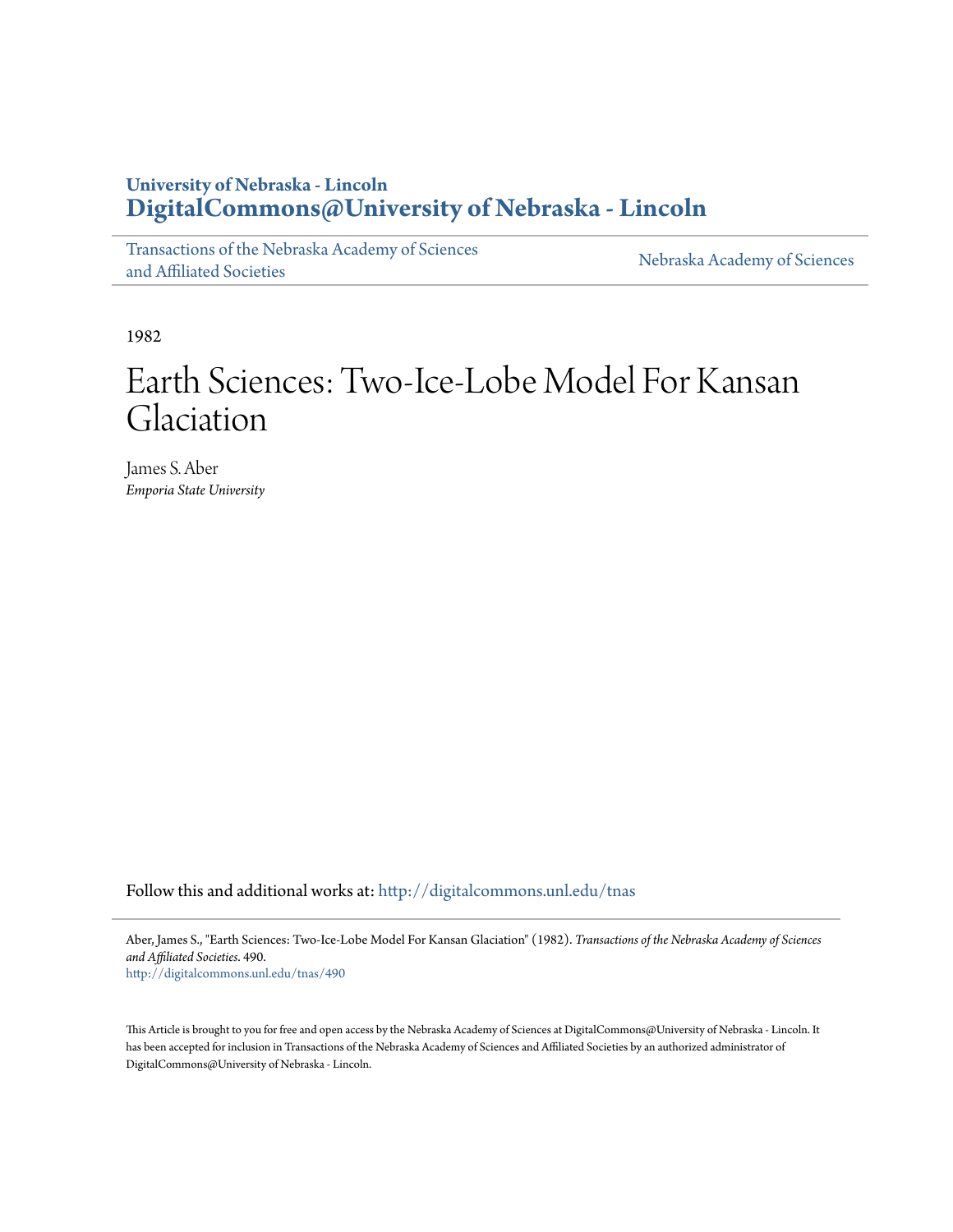University of Nebraska - Lincoln
**DigitalCommons@University of Nebraska - Lincoln**

Transactions of the Nebraska Academy of Sciences and Affiliated Societies

Nebraska Academy of Sciences

1982

# Earth Sciences: Two-Ice-Lobe Model For Kansan Glaciation

James S. Aber
*Emporia State University*

Follow this and additional works at: http://digitalcommons.unl.edu/tnas

Aber, James S., "Earth Sciences: Two-Ice-Lobe Model For Kansan Glaciation" (1982). *Transactions of the Nebraska Academy of Sciences and Affiliated Societies*. 490.
http://digitalcommons.unl.edu/tnas/490

This Article is brought to you for free and open access by the Nebraska Academy of Sciences at DigitalCommons@University of Nebraska - Lincoln. It has been accepted for inclusion in Transactions of the Nebraska Academy of Sciences and Affiliated Societies by an authorized administrator of DigitalCommons@University of Nebraska - Lincoln.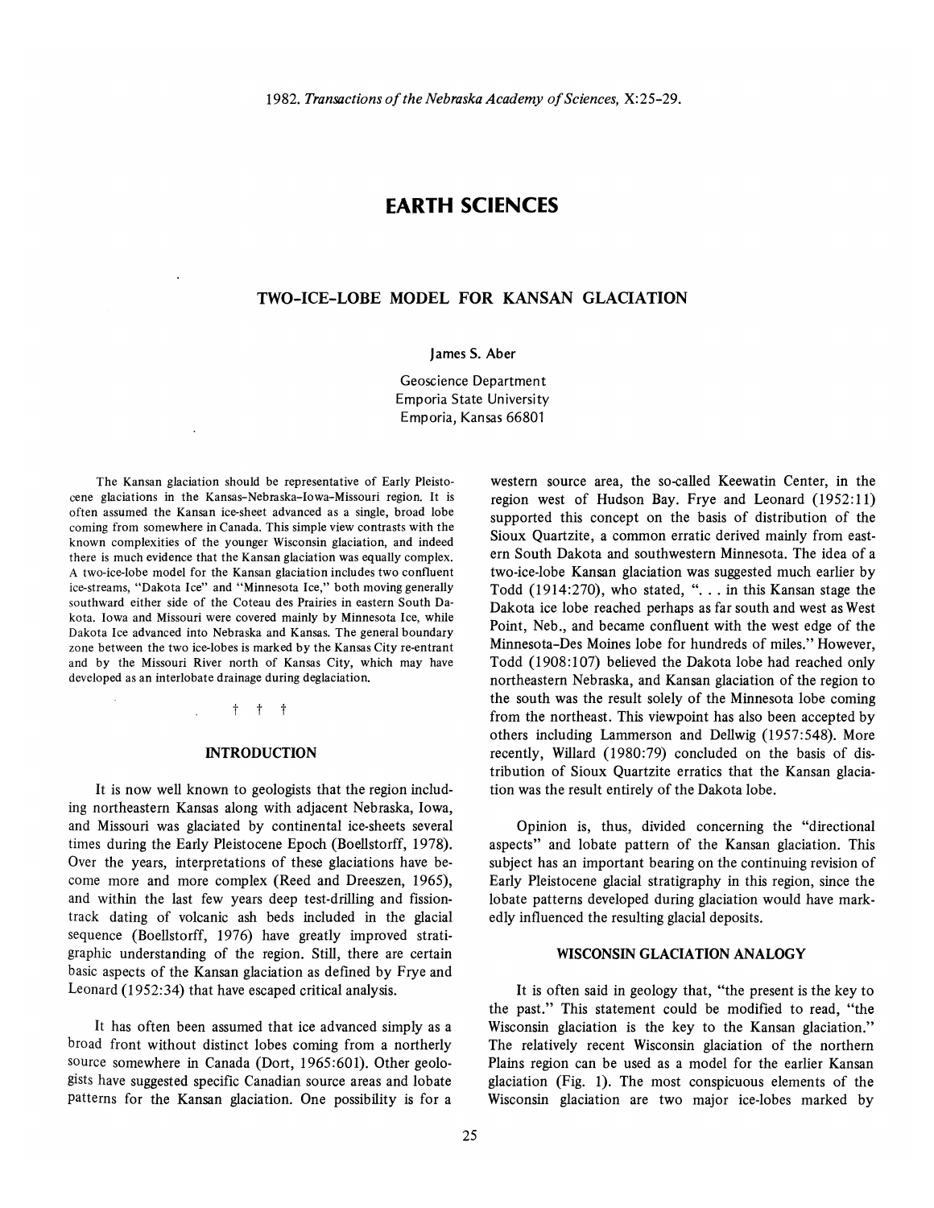# EARTH SCIENCES

## TWO-ICE-LOBE MODEL FOR KANSAN GLACIATION

James S. Aber

Geoscience Department
Emporia State University
Emporia, Kansas 66801

The Kansan glaciation should be representative of Early Pleistocene glaciations in the Kansas–Nebraska–Iowa–Missouri region. It is often assumed the Kansan ice-sheet advanced as a single, broad lobe coming from somewhere in Canada. This simple view contrasts with the known complexities of the younger Wisconsin glaciation, and indeed there is much evidence that the Kansan glaciation was equally complex. A two-ice-lobe model for the Kansan glaciation includes two confluent ice-streams, "Dakota Ice" and "Minnesota Ice," both moving generally southward either side of the Coteau des Prairies in eastern South Dakota. Iowa and Missouri were covered mainly by Minnesota Ice, while Dakota Ice advanced into Nebraska and Kansas. The general boundary zone between the two ice-lobes is marked by the Kansas City re-entrant and by the Missouri River north of Kansas City, which may have developed as an interlobate drainage during deglaciation.

† † †

### INTRODUCTION

It is now well known to geologists that the region including northeastern Kansas along with adjacent Nebraska, Iowa, and Missouri was glaciated by continental ice-sheets several times during the Early Pleistocene Epoch (Boellstorff, 1978). Over the years, interpretations of these glaciations have become more and more complex (Reed and Dreeszen, 1965), and within the last few years deep test-drilling and fission-track dating of volcanic ash beds included in the glacial sequence (Boellstorff, 1976) have greatly improved stratigraphic understanding of the region. Still, there are certain basic aspects of the Kansan glaciation as defined by Frye and Leonard (1952:34) that have escaped critical analysis.

It has often been assumed that ice advanced simply as a broad front without distinct lobes coming from a northerly source somewhere in Canada (Dort, 1965:601). Other geologists have suggested specific Canadian source areas and lobate patterns for the Kansan glaciation. One possibility is for a western source area, the so-called Keewatin Center, in the region west of Hudson Bay. Frye and Leonard (1952:11) supported this concept on the basis of distribution of the Sioux Quartzite, a common erratic derived mainly from eastern South Dakota and southwestern Minnesota. The idea of a two-ice-lobe Kansan glaciation was suggested much earlier by Todd (1914:270), who stated, ". . . in this Kansan stage the Dakota ice lobe reached perhaps as far south and west as West Point, Neb., and became confluent with the west edge of the Minnesota-Des Moines lobe for hundreds of miles." However, Todd (1908:107) believed the Dakota lobe had reached only northeastern Nebraska, and Kansan glaciation of the region to the south was the result solely of the Minnesota lobe coming from the northeast. This viewpoint has also been accepted by others including Lammerson and Dellwig (1957:548). More recently, Willard (1980:79) concluded on the basis of distribution of Sioux Quartzite erratics that the Kansan glaciation was the result entirely of the Dakota lobe.

Opinion is, thus, divided concerning the "directional aspects" and lobate pattern of the Kansan glaciation. This subject has an important bearing on the continuing revision of Early Pleistocene glacial stratigraphy in this region, since the lobate patterns developed during glaciation would have markedly influenced the resulting glacial deposits.

### WISCONSIN GLACIATION ANALOGY

It is often said in geology that, "the present is the key to the past." This statement could be modified to read, "the Wisconsin glaciation is the key to the Kansan glaciation." The relatively recent Wisconsin glaciation of the northern Plains region can be used as a model for the earlier Kansan glaciation (Fig. 1). The most conspicuous elements of the Wisconsin glaciation are two major ice-lobes marked by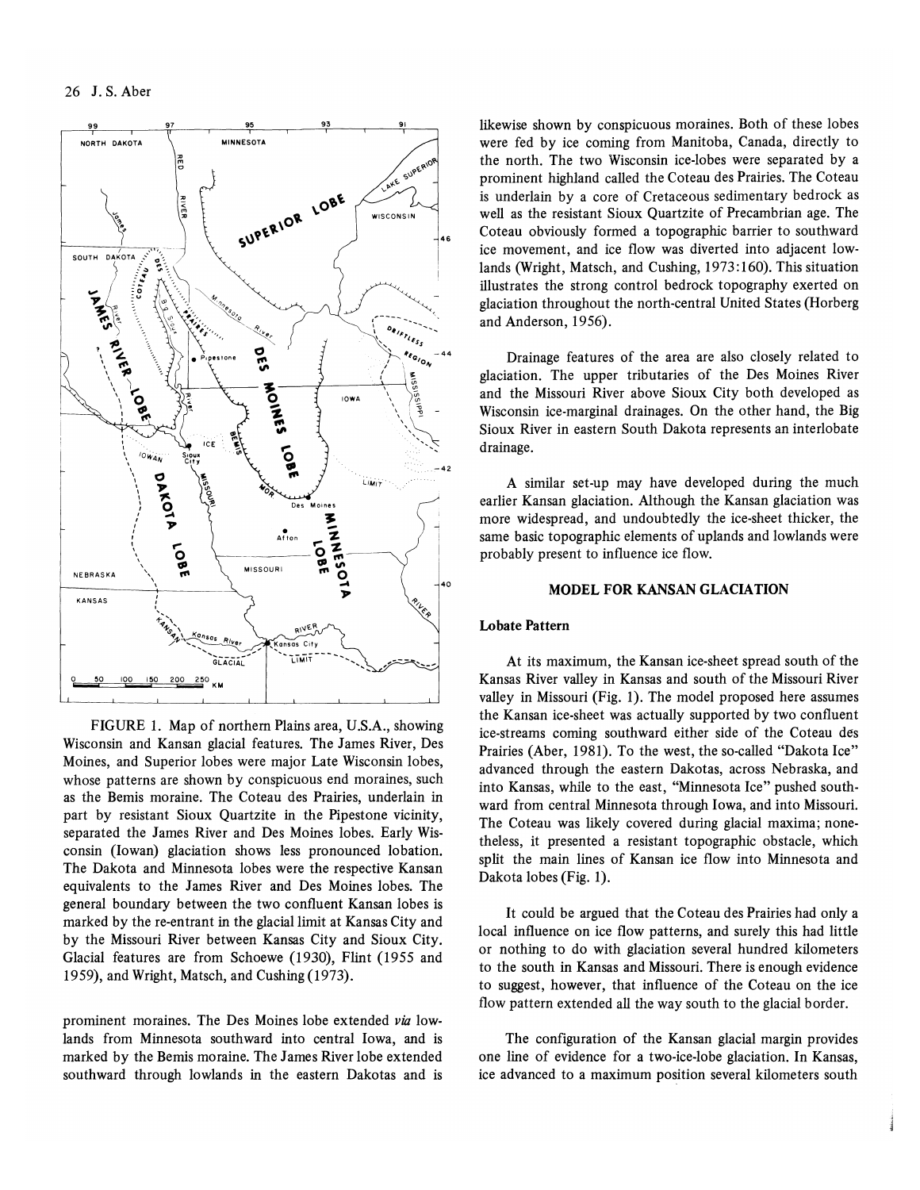FIGURE 1. Map of northern Plains area, U.S.A., showing Wisconsin and Kansan glacial features. The James River, Des Moines, and Superior lobes were major Late Wisconsin lobes, whose patterns are shown by conspicuous end moraines, such as the Bemis moraine. The Coteau des Prairies, underlain in part by resistant Sioux Quartzite in the Pipestone vicinity, separated the James River and Des Moines lobes. Early Wisconsin (Iowan) glaciation shows less pronounced lobation. The Dakota and Minnesota lobes were the respective Kansan equivalents to the James River and Des Moines lobes. The general boundary between the two confluent Kansan lobes is marked by the re-entrant in the glacial limit at Kansas City and by the Missouri River between Kansas City and Sioux City. Glacial features are from Schoewe (1930), Flint (1955 and 1959), and Wright, Matsch, and Cushing (1973).

prominent moraines. The Des Moines lobe extended *via* lowlands from Minnesota southward into central Iowa, and is marked by the Bemis moraine. The James River lobe extended southward through lowlands in the eastern Dakotas and is likewise shown by conspicuous moraines. Both of these lobes were fed by ice coming from Manitoba, Canada, directly to the north. The two Wisconsin ice-lobes were separated by a prominent highland called the Coteau des Prairies. The Coteau is underlain by a core of Cretaceous sedimentary bedrock as well as the resistant Sioux Quartzite of Precambrian age. The Coteau obviously formed a topographic barrier to southward ice movement, and ice flow was diverted into adjacent lowlands (Wright, Matsch, and Cushing, 1973:160). This situation illustrates the strong control bedrock topography exerted on glaciation throughout the north-central United States (Horberg and Anderson, 1956).

Drainage features of the area are also closely related to glaciation. The upper tributaries of the Des Moines River and the Missouri River above Sioux City both developed as Wisconsin ice-marginal drainages. On the other hand, the Big Sioux River in eastern South Dakota represents an interlobate drainage.

A similar set-up may have developed during the much earlier Kansan glaciation. Although the Kansan glaciation was more widespread, and undoubtedly the ice-sheet thicker, the same basic topographic elements of uplands and lowlands were probably present to influence ice flow.

## MODEL FOR KANSAN GLACIATION

### Lobate Pattern

At its maximum, the Kansan ice-sheet spread south of the Kansas River valley in Kansas and south of the Missouri River valley in Missouri (Fig. 1). The model proposed here assumes the Kansan ice-sheet was actually supported by two confluent ice-streams coming southward either side of the Coteau des Prairies (Aber, 1981). To the west, the so-called "Dakota Ice" advanced through the eastern Dakotas, across Nebraska, and into Kansas, while to the east, "Minnesota Ice" pushed southward from central Minnesota through Iowa, and into Missouri. The Coteau was likely covered during glacial maxima; nonetheless, it presented a resistant topographic obstacle, which split the main lines of Kansan ice flow into Minnesota and Dakota lobes (Fig. 1).

It could be argued that the Coteau des Prairies had only a local influence on ice flow patterns, and surely this had little or nothing to do with glaciation several hundred kilometers to the south in Kansas and Missouri. There is enough evidence to suggest, however, that influence of the Coteau on the ice flow pattern extended all the way south to the glacial border.

The configuration of the Kansan glacial margin provides one line of evidence for a two-ice-lobe glaciation. In Kansas, ice advanced to a maximum position several kilometers south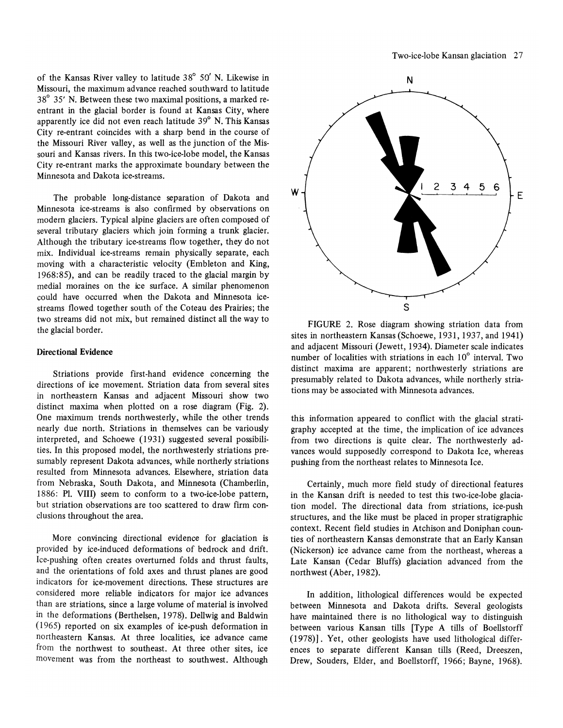of the Kansas River valley to latitude 38° 50′ N. Likewise in Missouri, the maximum advance reached southward to latitude 38° 35′ N. Between these two maximal positions, a marked re-entrant in the glacial border is found at Kansas City, where apparently ice did not even reach latitude 39° N. This Kansas City re-entrant coincides with a sharp bend in the course of the Missouri River valley, as well as the junction of the Missouri and Kansas rivers. In this two-ice-lobe model, the Kansas City re-entrant marks the approximate boundary between the Minnesota and Dakota ice-streams.

The probable long-distance separation of Dakota and Minnesota ice-streams is also confirmed by observations on modern glaciers. Typical alpine glaciers are often composed of several tributary glaciers which join forming a trunk glacier. Although the tributary ice-streams flow together, they do not mix. Individual ice-streams remain physically separate, each moving with a characteristic velocity (Embleton and King, 1968:85), and can be readily traced to the glacial margin by medial moraines on the ice surface. A similar phenomenon could have occurred when the Dakota and Minnesota ice-streams flowed together south of the Coteau des Prairies; the two streams did not mix, but remained distinct all the way to the glacial border.

### Directional Evidence

Striations provide first-hand evidence concerning the directions of ice movement. Striation data from several sites in northeastern Kansas and adjacent Missouri show two distinct maxima when plotted on a rose diagram (Fig. 2). One maximum trends northwesterly, while the other trends nearly due north. Striations in themselves can be variously interpreted, and Schoewe (1931) suggested several possibilities. In this proposed model, the northwesterly striations presumably represent Dakota advances, while northerly striations resulted from Minnesota advances. Elsewhere, striation data from Nebraska, South Dakota, and Minnesota (Chamberlin, 1886: Pl. VIII) seem to conform to a two-ice-lobe pattern, but striation observations are too scattered to draw firm conclusions throughout the area.

More convincing directional evidence for glaciation is provided by ice-induced deformations of bedrock and drift. Ice-pushing often creates overturned folds and thrust faults, and the orientations of fold axes and thrust planes are good indicators for ice-movement directions. These structures are considered more reliable indicators for major ice advances than are striations, since a large volume of material is involved in the deformations (Berthelsen, 1978). Dellwig and Baldwin (1965) reported on six examples of ice-push deformation in northeastern Kansas. At three localities, ice advance came from the northwest to southeast. At three other sites, ice movement was from the northeast to southwest. Although this information appeared to conflict with the glacial stratigraphy accepted at the time, the implication of ice advances from two directions is quite clear. The northwesterly advances would supposedly correspond to Dakota Ice, whereas pushing from the northeast relates to Minnesota Ice.

FIGURE 2. Rose diagram showing striation data from sites in northeastern Kansas (Schoewe, 1931, 1937, and 1941) and adjacent Missouri (Jewett, 1934). Diameter scale indicates number of localities with striations in each 10° interval. Two distinct maxima are apparent; northwesterly striations are presumably related to Dakota advances, while northerly striations may be associated with Minnesota advances.

Certainly, much more field study of directional features in the Kansan drift is needed to test this two-ice-lobe glaciation model. The directional data from striations, ice-push structures, and the like must be placed in proper stratigraphic context. Recent field studies in Atchison and Doniphan counties of northeastern Kansas demonstrate that an Early Kansan (Nickerson) ice advance came from the northeast, whereas a Late Kansan (Cedar Bluffs) glaciation advanced from the northwest (Aber, 1982).

In addition, lithological differences would be expected between Minnesota and Dakota drifts. Several geologists have maintained there is no lithological way to distinguish between various Kansan tills [Type A tills of Boellstorff (1978)]. Yet, other geologists have used lithological differences to separate different Kansan tills (Reed, Dreeszen, Drew, Souders, Elder, and Boellstorff, 1966; Bayne, 1968).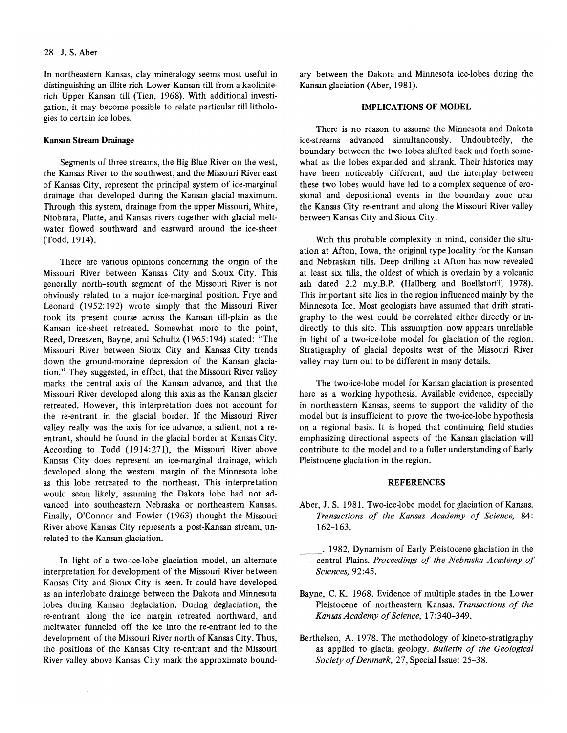In northeastern Kansas, clay mineralogy seems most useful in distinguishing an illite-rich Lower Kansan till from a kaolinite-rich Upper Kansan till (Tien, 1968). With additional investigation, it may become possible to relate particular till lithologies to certain ice lobes.

### Kansan Stream Drainage

Segments of three streams, the Big Blue River on the west, the Kansas River to the southwest, and the Missouri River east of Kansas City, represent the principal system of ice-marginal drainage that developed during the Kansan glacial maximum. Through this system, drainage from the upper Missouri, White, Niobrara, Platte, and Kansas rivers together with glacial meltwater flowed southward and eastward around the ice-sheet (Todd, 1914).

There are various opinions concerning the origin of the Missouri River between Kansas City and Sioux City. This generally north–south segment of the Missouri River is not obviously related to a major ice-marginal position. Frye and Leonard (1952:192) wrote simply that the Missouri River took its present course across the Kansan till-plain as the Kansan ice-sheet retreated. Somewhat more to the point, Reed, Dreeszen, Bayne, and Schultz (1965:194) stated: "The Missouri River between Sioux City and Kansas City trends down the ground-moraine depression of the Kansan glaciation." They suggested, in effect, that the Missouri River valley marks the central axis of the Kansan advance, and that the Missouri River developed along this axis as the Kansan glacier retreated. However, this interpretation does not account for the re-entrant in the glacial border. If the Missouri River valley really was the axis for ice advance, a salient, not a re-entrant, should be found in the glacial border at Kansas City. According to Todd (1914:271), the Missouri River above Kansas City does represent an ice-marginal drainage, which developed along the western margin of the Minnesota lobe as this lobe retreated to the northeast. This interpretation would seem likely, assuming the Dakota lobe had not advanced into southeastern Nebraska or northeastern Kansas. Finally, O'Connor and Fowler (1963) thought the Missouri River above Kansas City represents a post-Kansan stream, unrelated to the Kansan glaciation.

In light of a two-ice-lobe glaciation model, an alternate interpretation for development of the Missouri River between Kansas City and Sioux City is seen. It could have developed as an interlobate drainage between the Dakota and Minnesota lobes during Kansan deglaciation. During deglaciation, the re-entrant along the ice margin retreated northward, and meltwater funneled off the ice into the re-entrant led to the development of the Missouri River north of Kansas City. Thus, the positions of the Kansas City re-entrant and the Missouri River valley above Kansas City mark the approximate boundary between the Dakota and Minnesota ice-lobes during the Kansan glaciation (Aber, 1981).

## IMPLICATIONS OF MODEL

There is no reason to assume the Minnesota and Dakota ice-streams advanced simultaneously. Undoubtedly, the boundary between the two lobes shifted back and forth somewhat as the lobes expanded and shrank. Their histories may have been noticeably different, and the interplay between these two lobes would have led to a complex sequence of erosional and depositional events in the boundary zone near the Kansas City re-entrant and along the Missouri River valley between Kansas City and Sioux City.

With this probable complexity in mind, consider the situation at Afton, Iowa, the original type locality for the Kansan and Nebraskan tills. Deep drilling at Afton has now revealed at least six tills, the oldest of which is overlain by a volcanic ash dated 2.2 m.y.B.P. (Hallberg and Boellstorff, 1978). This important site lies in the region influenced mainly by the Minnesota Ice. Most geologists have assumed that drift stratigraphy to the west could be correlated either directly or indirectly to this site. This assumption now appears unreliable in light of a two-ice-lobe model for glaciation of the region. Stratigraphy of glacial deposits west of the Missouri River valley may turn out to be different in many details.

The two-ice-lobe model for Kansan glaciation is presented here as a working hypothesis. Available evidence, especially in northeastern Kansas, seems to support the validity of the model but is insufficient to prove the two-ice-lobe hypothesis on a regional basis. It is hoped that continuing field studies emphasizing directional aspects of the Kansan glaciation will contribute to the model and to a fuller understanding of Early Pleistocene glaciation in the region.

## REFERENCES

Aber, J. S. 1981. Two-ice-lobe model for glaciation of Kansas. *Transactions of the Kansas Academy of Science,* 84: 162–163.

\_\_\_\_\_. 1982. Dynamism of Early Pleistocene glaciation in the central Plains. *Proceedings of the Nebraska Academy of Sciences,* 92:45.

Bayne, C. K. 1968. Evidence of multiple stades in the Lower Pleistocene of northeastern Kansas. *Transactions of the Kansas Academy of Science,* 17:340–349.

Berthelsen, A. 1978. The methodology of kineto-stratigraphy as applied to glacial geology. *Bulletin of the Geological Society of Denmark,* 27, Special Issue: 25–38.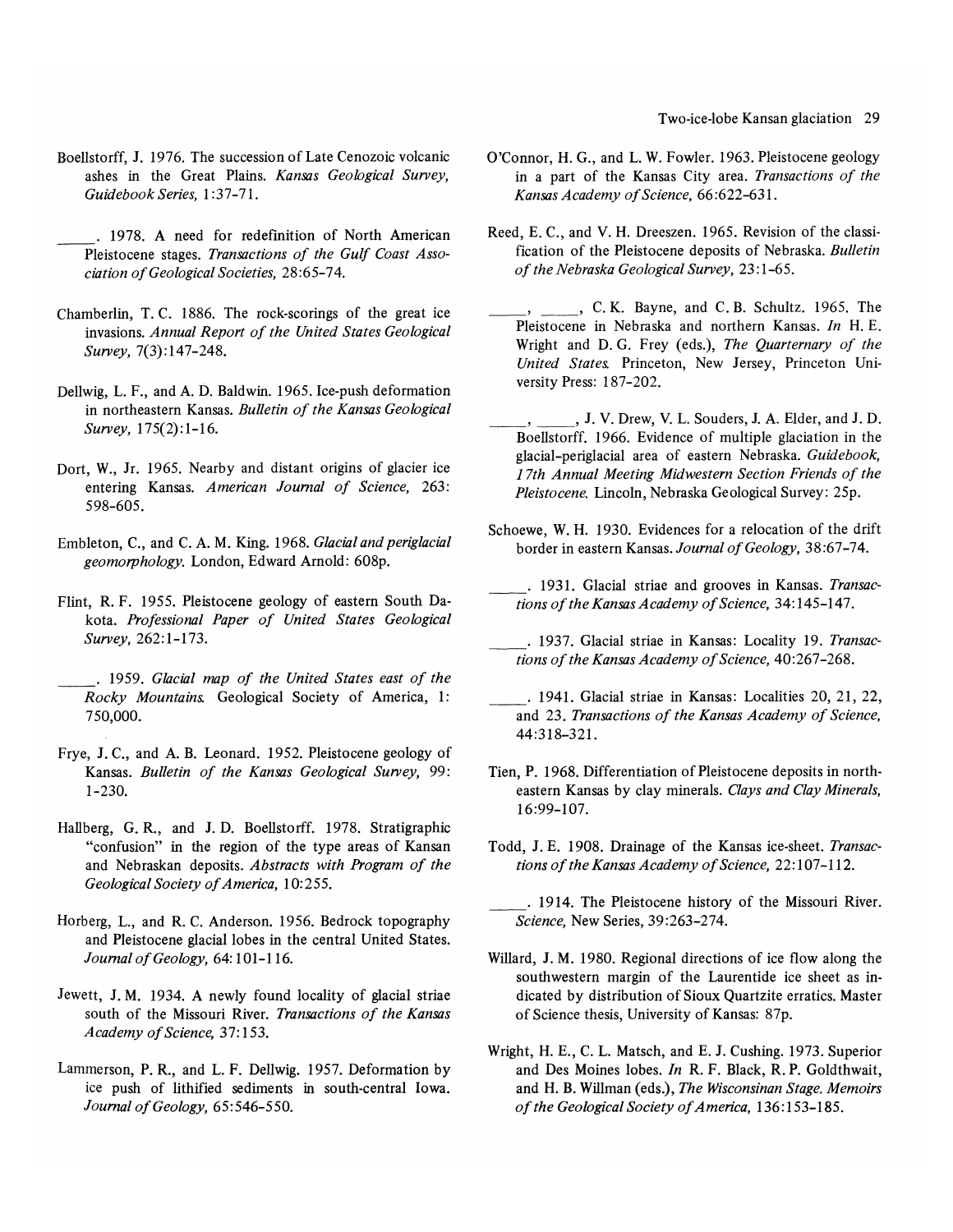Boellstorff, J. 1976. The succession of Late Cenozoic volcanic ashes in the Great Plains. *Kansas Geological Survey, Guidebook Series,* 1:37–71.

_____. 1978. A need for redefinition of North American Pleistocene stages. *Transactions of the Gulf Coast Association of Geological Societies,* 28:65–74.

Chamberlin, T. C. 1886. The rock-scorings of the great ice invasions. *Annual Report of the United States Geological Survey,* 7(3):147–248.

Dellwig, L. F., and A. D. Baldwin. 1965. Ice-push deformation in northeastern Kansas. *Bulletin of the Kansas Geological Survey,* 175(2):1–16.

Dort, W., Jr. 1965. Nearby and distant origins of glacier ice entering Kansas. *American Journal of Science,* 263: 598–605.

Embleton, C., and C. A. M. King. 1968. *Glacial and periglacial geomorphology.* London, Edward Arnold: 608p.

Flint, R. F. 1955. Pleistocene geology of eastern South Dakota. *Professional Paper of United States Geological Survey,* 262:1–173.

_____. 1959. *Glacial map of the United States east of the Rocky Mountains.* Geological Society of America, 1: 750,000.

Frye, J. C., and A. B. Leonard. 1952. Pleistocene geology of Kansas. *Bulletin of the Kansas Geological Survey,* 99: 1–230.

Hallberg, G. R., and J. D. Boellstorff. 1978. Stratigraphic "confusion" in the region of the type areas of Kansan and Nebraskan deposits. *Abstracts with Program of the Geological Society of America,* 10:255.

Horberg, L., and R. C. Anderson. 1956. Bedrock topography and Pleistocene glacial lobes in the central United States. *Journal of Geology,* 64:101–116.

Jewett, J. M. 1934. A newly found locality of glacial striae south of the Missouri River. *Transactions of the Kansas Academy of Science,* 37:153.

Lammerson, P. R., and L. F. Dellwig. 1957. Deformation by ice push of lithified sediments in south-central Iowa. *Journal of Geology,* 65:546–550.

O'Connor, H. G., and L. W. Fowler. 1963. Pleistocene geology in a part of the Kansas City area. *Transactions of the Kansas Academy of Science,* 66:622–631.

Reed, E. C., and V. H. Dreeszen. 1965. Revision of the classification of the Pleistocene deposits of Nebraska. *Bulletin of the Nebraska Geological Survey,* 23:1–65.

_____, _____, C. K. Bayne, and C. B. Schultz. 1965. The Pleistocene in Nebraska and northern Kansas. *In* H. E. Wright and D. G. Frey (eds.), *The Quarternary of the United States.* Princeton, New Jersey, Princeton University Press: 187–202.

_____, _____, J. V. Drew, V. L. Souders, J. A. Elder, and J. D. Boellstorff. 1966. Evidence of multiple glaciation in the glacial–periglacial area of eastern Nebraska. *Guidebook, 17th Annual Meeting Midwestern Section Friends of the Pleistocene.* Lincoln, Nebraska Geological Survey: 25p.

Schoewe, W. H. 1930. Evidences for a relocation of the drift border in eastern Kansas. *Journal of Geology,* 38:67–74.

_____. 1931. Glacial striae and grooves in Kansas. *Transactions of the Kansas Academy of Science,* 34:145–147.

_____. 1937. Glacial striae in Kansas: Locality 19. *Transactions of the Kansas Academy of Science,* 40:267–268.

_____. 1941. Glacial striae in Kansas: Localities 20, 21, 22, and 23. *Transactions of the Kansas Academy of Science,* 44:318–321.

Tien, P. 1968. Differentiation of Pleistocene deposits in northeastern Kansas by clay minerals. *Clays and Clay Minerals,* 16:99–107.

Todd, J. E. 1908. Drainage of the Kansas ice-sheet. *Transactions of the Kansas Academy of Science,* 22:107–112.

_____. 1914. The Pleistocene history of the Missouri River. *Science,* New Series, 39:263–274.

Willard, J. M. 1980. Regional directions of ice flow along the southwestern margin of the Laurentide ice sheet as indicated by distribution of Sioux Quartzite erratics. Master of Science thesis, University of Kansas: 87p.

Wright, H. E., C. L. Matsch, and E. J. Cushing. 1973. Superior and Des Moines lobes. *In* R. F. Black, R. P. Goldthwait, and H. B. Willman (eds.), *The Wisconsinan Stage. Memoirs of the Geological Society of America,* 136:153–185.